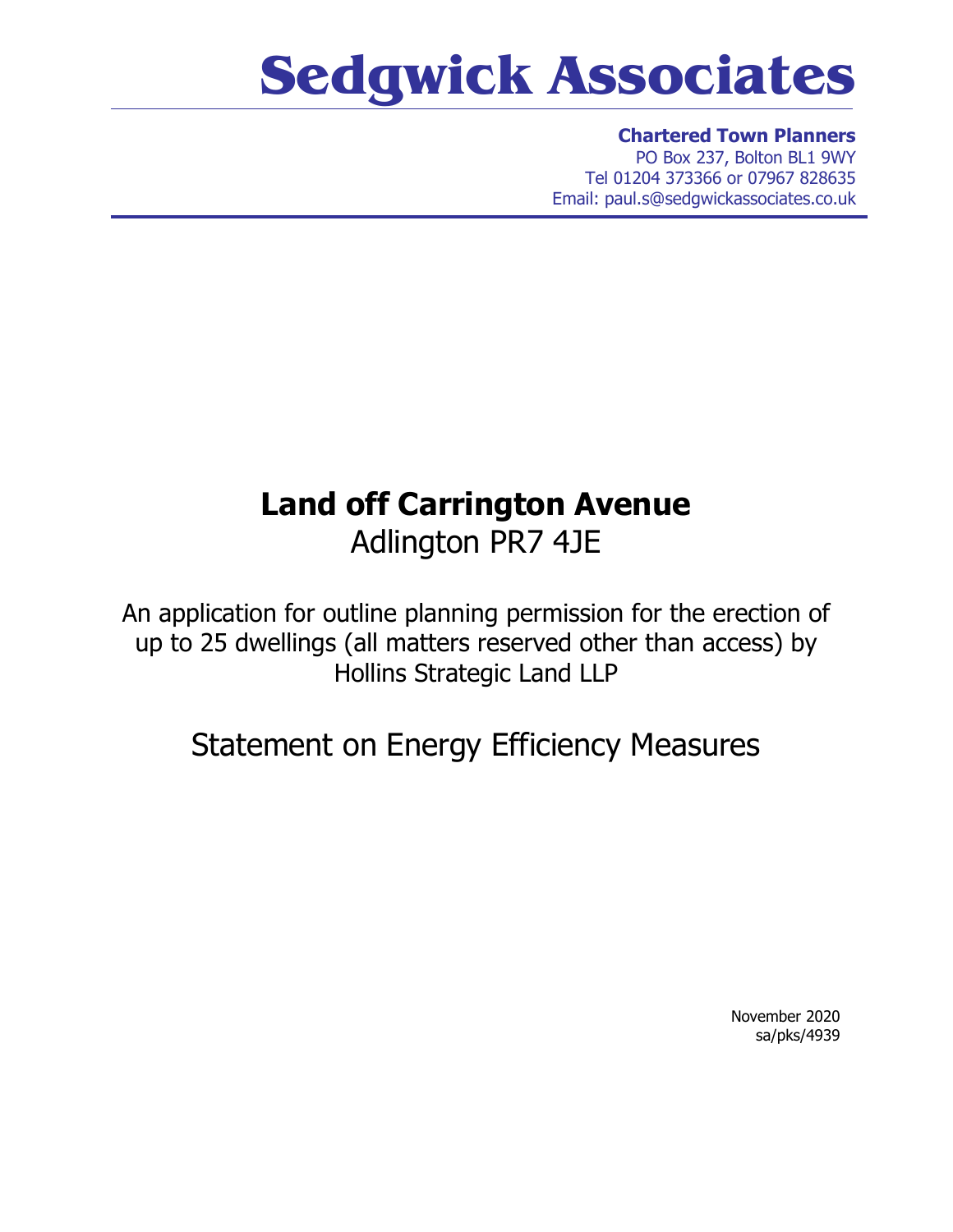# Sedgwick Associates

**Chartered Town Planners**
PO Box 237, Bolton BL1 9WY
Tel 01204 373366 or 07967 828635
Email: paul.s@sedgwickassociates.co.uk

## **Land off Carrington Avenue**
Adlington PR7 4JE

An application for outline planning permission for the erection of up to 25 dwellings (all matters reserved other than access) by Hollins Strategic Land LLP

## Statement on Energy Efficiency Measures

November 2020
sa/pks/4939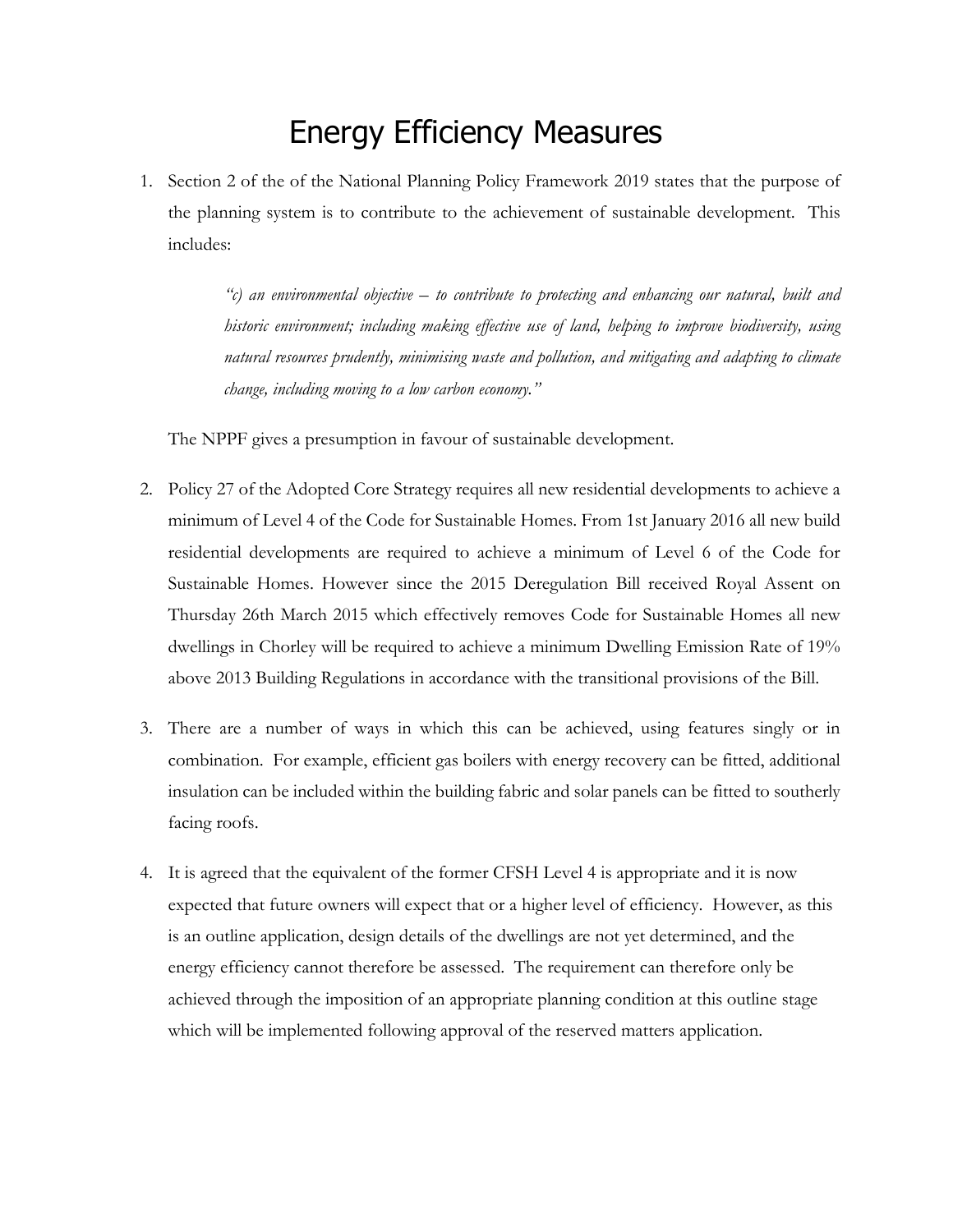# Energy Efficiency Measures

1. Section 2 of the of the National Planning Policy Framework 2019 states that the purpose of the planning system is to contribute to the achievement of sustainable development. This includes:

   > *"c) an environmental objective – to contribute to protecting and enhancing our natural, built and historic environment; including making effective use of land, helping to improve biodiversity, using natural resources prudently, minimising waste and pollution, and mitigating and adapting to climate change, including moving to a low carbon economy."*

   The NPPF gives a presumption in favour of sustainable development.

2. Policy 27 of the Adopted Core Strategy requires all new residential developments to achieve a minimum of Level 4 of the Code for Sustainable Homes. From 1st January 2016 all new build residential developments are required to achieve a minimum of Level 6 of the Code for Sustainable Homes. However since the 2015 Deregulation Bill received Royal Assent on Thursday 26th March 2015 which effectively removes Code for Sustainable Homes all new dwellings in Chorley will be required to achieve a minimum Dwelling Emission Rate of 19% above 2013 Building Regulations in accordance with the transitional provisions of the Bill.

3. There are a number of ways in which this can be achieved, using features singly or in combination. For example, efficient gas boilers with energy recovery can be fitted, additional insulation can be included within the building fabric and solar panels can be fitted to southerly facing roofs.

4. It is agreed that the equivalent of the former CFSH Level 4 is appropriate and it is now expected that future owners will expect that or a higher level of efficiency. However, as this is an outline application, design details of the dwellings are not yet determined, and the energy efficiency cannot therefore be assessed. The requirement can therefore only be achieved through the imposition of an appropriate planning condition at this outline stage which will be implemented following approval of the reserved matters application.